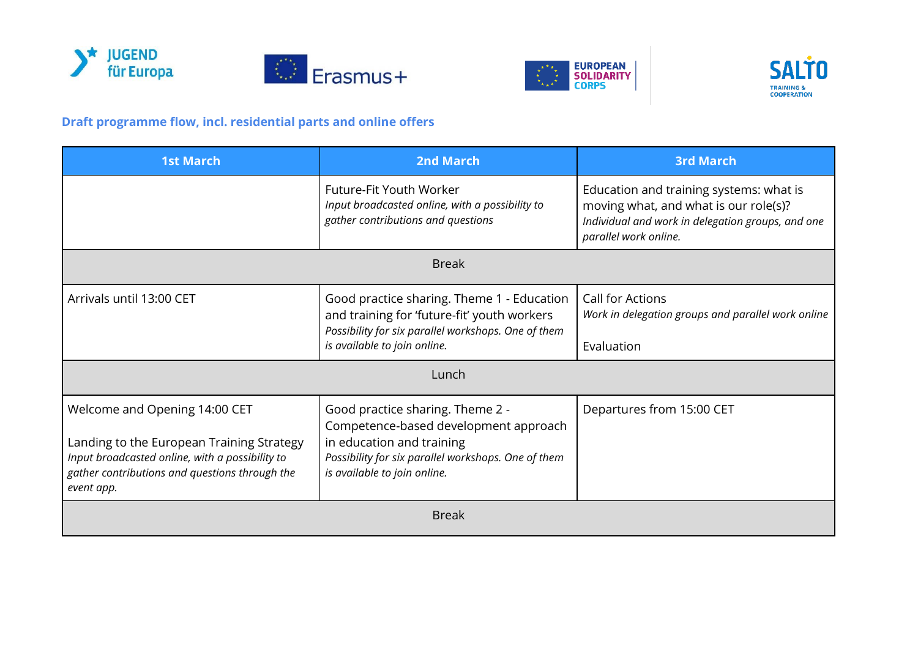**Draft programme flow, incl. residential parts and online offers**

| 1st March | 2nd March | 3rd March |
|---|---|---|
| | Future-Fit Youth Worker<br>*Input broadcasted online, with a possibility to gather contributions and questions* | Education and training systems: what is moving what, and what is our role(s)?<br>*Individual and work in delegation groups, and one parallel work online.* |
| Break | | |
| Arrivals until 13:00 CET | Good practice sharing. Theme 1 - Education and training for 'future-fit' youth workers<br>*Possibility for six parallel workshops. One of them is available to join online.* | Call for Actions<br>*Work in delegation groups and parallel work online*<br><br>Evaluation |
| Lunch | | |
| Welcome and Opening 14:00 CET<br><br>Landing to the European Training Strategy<br>*Input broadcasted online, with a possibility to gather contributions and questions through the event app.* | Good practice sharing. Theme 2 - Competence-based development approach in education and training<br>*Possibility for six parallel workshops. One of them is available to join online.* | Departures from 15:00 CET |
| Break | | |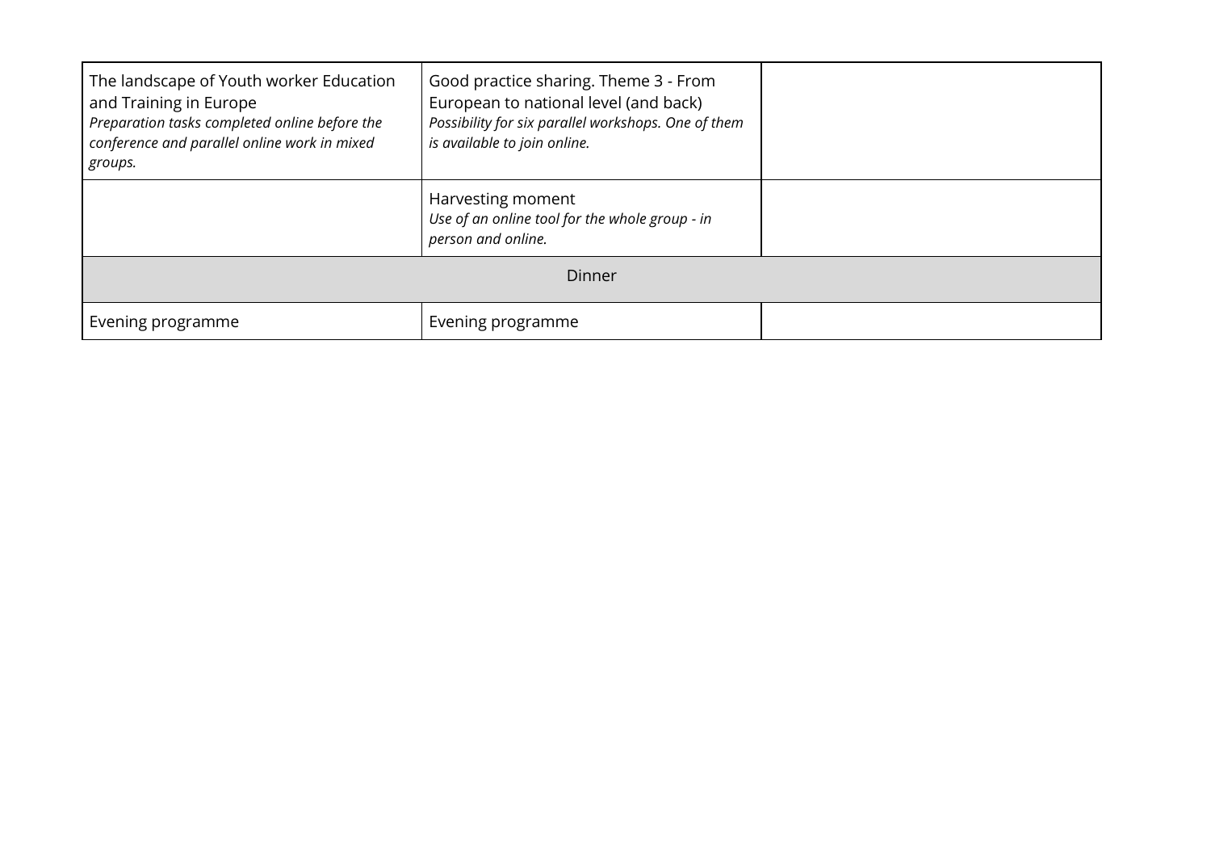| | | |
|---|---|---|
| The landscape of Youth worker Education and Training in Europe<br>*Preparation tasks completed online before the conference and parallel online work in mixed groups.* | Good practice sharing. Theme 3 - From European to national level (and back)<br>*Possibility for six parallel workshops. One of them is available to join online.* | |
| | Harvesting moment<br>*Use of an online tool for the whole group - in person and online.* | |
| Dinner | | |
| Evening programme | Evening programme | |